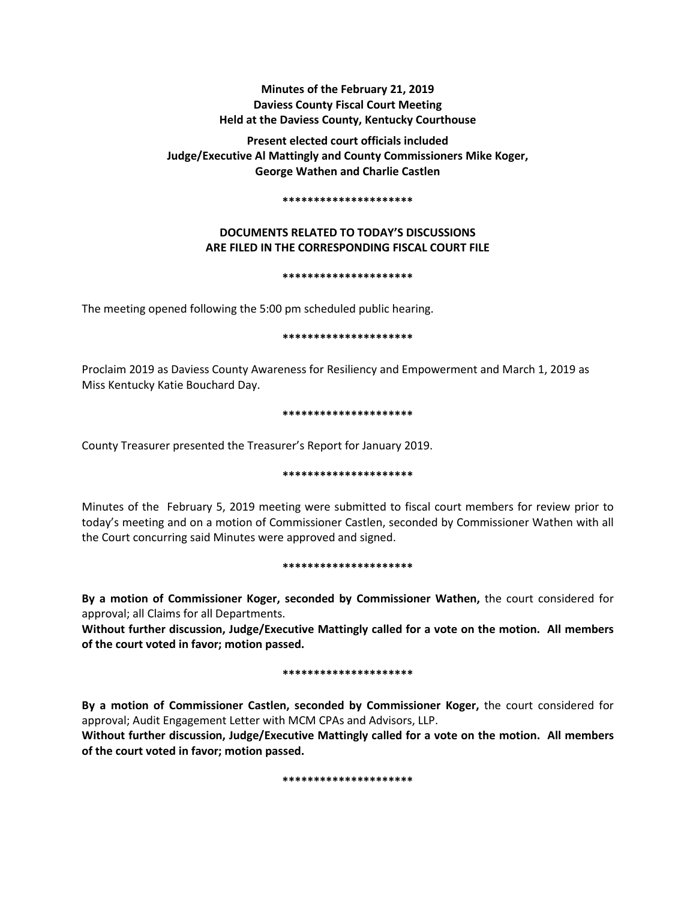**Minutes of the February 21, 2019**
**Daviess County Fiscal Court Meeting**
**Held at the Daviess County, Kentucky Courthouse**

**Present elected court officials included**
**Judge/Executive Al Mattingly and County Commissioners Mike Koger,**
**George Wathen and Charlie Castlen**

*********************

**DOCUMENTS RELATED TO TODAY'S DISCUSSIONS**
**ARE FILED IN THE CORRESPONDING FISCAL COURT FILE**

*********************

The meeting opened following the 5:00 pm scheduled public hearing.

*********************

Proclaim 2019 as Daviess County Awareness for Resiliency and Empowerment and March 1, 2019 as Miss Kentucky Katie Bouchard Day.

*********************

County Treasurer presented the Treasurer's Report for January 2019.

*********************

Minutes of the February 5, 2019 meeting were submitted to fiscal court members for review prior to today's meeting and on a motion of Commissioner Castlen, seconded by Commissioner Wathen with all the Court concurring said Minutes were approved and signed.

*********************

**By a motion of Commissioner Koger, seconded by Commissioner Wathen,** the court considered for approval; all Claims for all Departments.

**Without further discussion, Judge/Executive Mattingly called for a vote on the motion. All members of the court voted in favor; motion passed.**

*********************

**By a motion of Commissioner Castlen, seconded by Commissioner Koger,** the court considered for approval; Audit Engagement Letter with MCM CPAs and Advisors, LLP.

**Without further discussion, Judge/Executive Mattingly called for a vote on the motion. All members of the court voted in favor; motion passed.**

*********************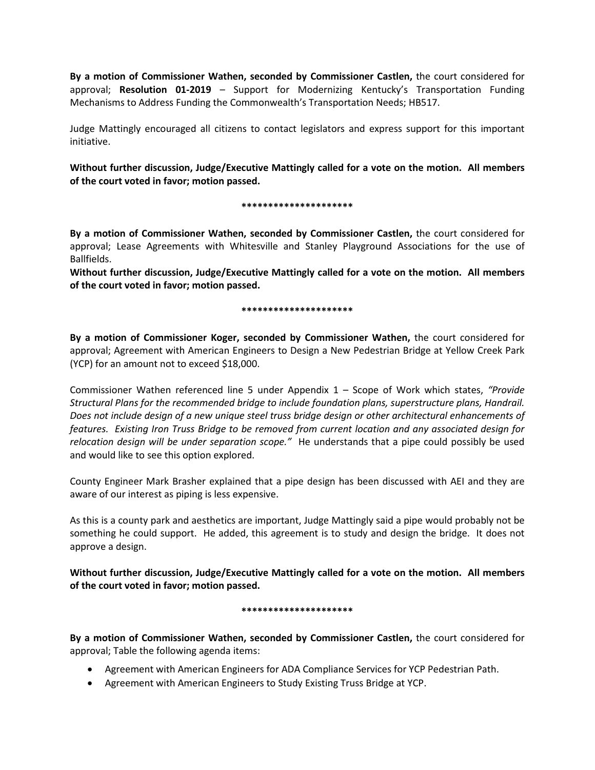**By a motion of Commissioner Wathen, seconded by Commissioner Castlen,** the court considered for approval; **Resolution 01-2019** – Support for Modernizing Kentucky's Transportation Funding Mechanisms to Address Funding the Commonwealth's Transportation Needs; HB517.

Judge Mattingly encouraged all citizens to contact legislators and express support for this important initiative.

**Without further discussion, Judge/Executive Mattingly called for a vote on the motion. All members of the court voted in favor; motion passed.**

**********************

**By a motion of Commissioner Wathen, seconded by Commissioner Castlen,** the court considered for approval; Lease Agreements with Whitesville and Stanley Playground Associations for the use of Ballfields.

**Without further discussion, Judge/Executive Mattingly called for a vote on the motion. All members of the court voted in favor; motion passed.**

**********************

**By a motion of Commissioner Koger, seconded by Commissioner Wathen,** the court considered for approval; Agreement with American Engineers to Design a New Pedestrian Bridge at Yellow Creek Park (YCP) for an amount not to exceed $18,000.

Commissioner Wathen referenced line 5 under Appendix 1 – Scope of Work which states, *"Provide Structural Plans for the recommended bridge to include foundation plans, superstructure plans, Handrail. Does not include design of a new unique steel truss bridge design or other architectural enhancements of features. Existing Iron Truss Bridge to be removed from current location and any associated design for relocation design will be under separation scope."* He understands that a pipe could possibly be used and would like to see this option explored.

County Engineer Mark Brasher explained that a pipe design has been discussed with AEI and they are aware of our interest as piping is less expensive.

As this is a county park and aesthetics are important, Judge Mattingly said a pipe would probably not be something he could support. He added, this agreement is to study and design the bridge. It does not approve a design.

**Without further discussion, Judge/Executive Mattingly called for a vote on the motion. All members of the court voted in favor; motion passed.**

**********************

**By a motion of Commissioner Wathen, seconded by Commissioner Castlen,** the court considered for approval; Table the following agenda items:

- Agreement with American Engineers for ADA Compliance Services for YCP Pedestrian Path.
- Agreement with American Engineers to Study Existing Truss Bridge at YCP.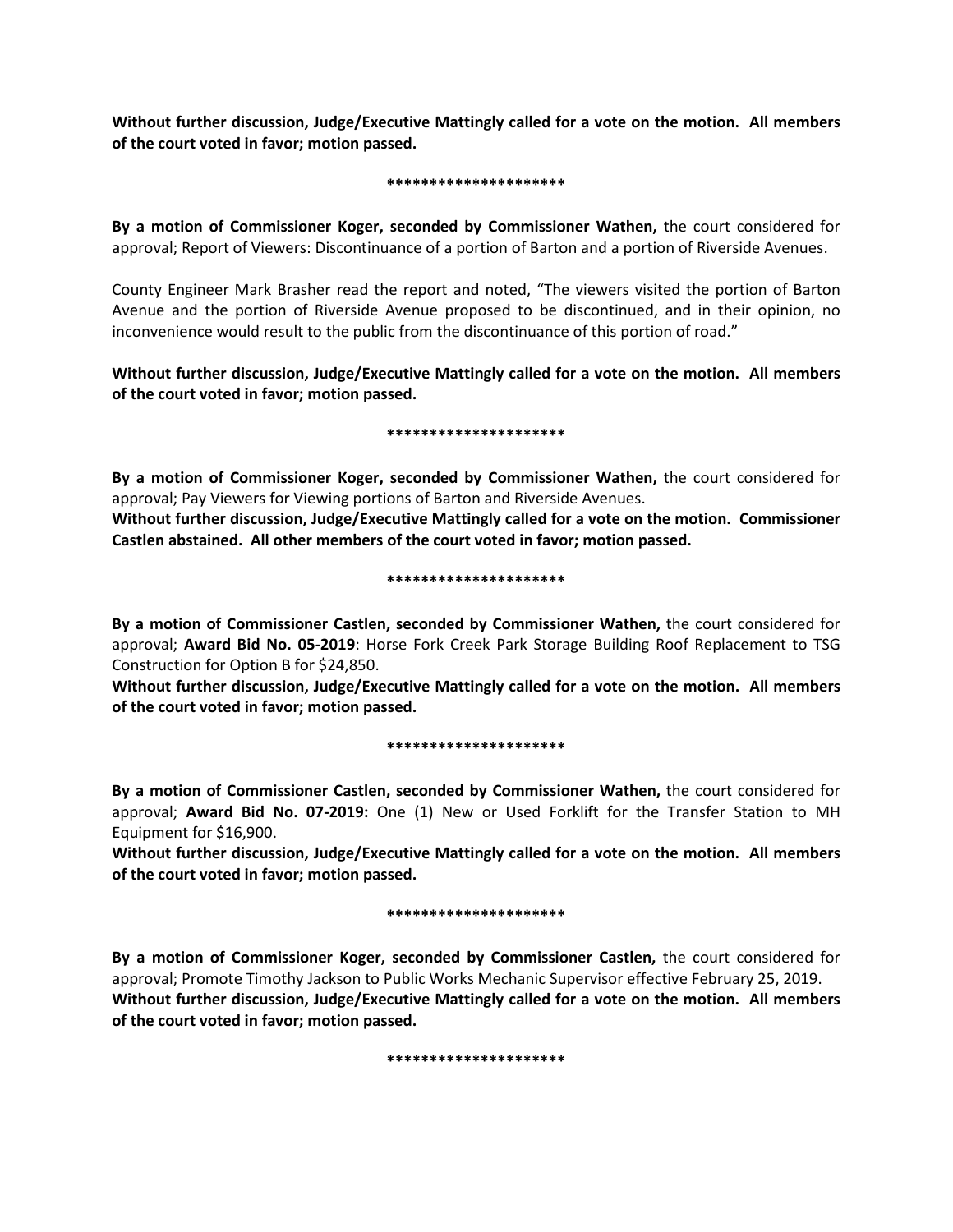**Without further discussion, Judge/Executive Mattingly called for a vote on the motion. All members of the court voted in favor; motion passed.**

**********************

**By a motion of Commissioner Koger, seconded by Commissioner Wathen,** the court considered for approval; Report of Viewers: Discontinuance of a portion of Barton and a portion of Riverside Avenues.

County Engineer Mark Brasher read the report and noted, "The viewers visited the portion of Barton Avenue and the portion of Riverside Avenue proposed to be discontinued, and in their opinion, no inconvenience would result to the public from the discontinuance of this portion of road."

**Without further discussion, Judge/Executive Mattingly called for a vote on the motion. All members of the court voted in favor; motion passed.**

**********************

**By a motion of Commissioner Koger, seconded by Commissioner Wathen,** the court considered for approval; Pay Viewers for Viewing portions of Barton and Riverside Avenues.
**Without further discussion, Judge/Executive Mattingly called for a vote on the motion. Commissioner Castlen abstained. All other members of the court voted in favor; motion passed.**

**********************

**By a motion of Commissioner Castlen, seconded by Commissioner Wathen,** the court considered for approval; **Award Bid No. 05-2019**: Horse Fork Creek Park Storage Building Roof Replacement to TSG Construction for Option B for $24,850.
**Without further discussion, Judge/Executive Mattingly called for a vote on the motion. All members of the court voted in favor; motion passed.**

**********************

**By a motion of Commissioner Castlen, seconded by Commissioner Wathen,** the court considered for approval; **Award Bid No. 07-2019:** One (1) New or Used Forklift for the Transfer Station to MH Equipment for $16,900.
**Without further discussion, Judge/Executive Mattingly called for a vote on the motion. All members of the court voted in favor; motion passed.**

**********************

**By a motion of Commissioner Koger, seconded by Commissioner Castlen,** the court considered for approval; Promote Timothy Jackson to Public Works Mechanic Supervisor effective February 25, 2019.
**Without further discussion, Judge/Executive Mattingly called for a vote on the motion. All members of the court voted in favor; motion passed.**

**********************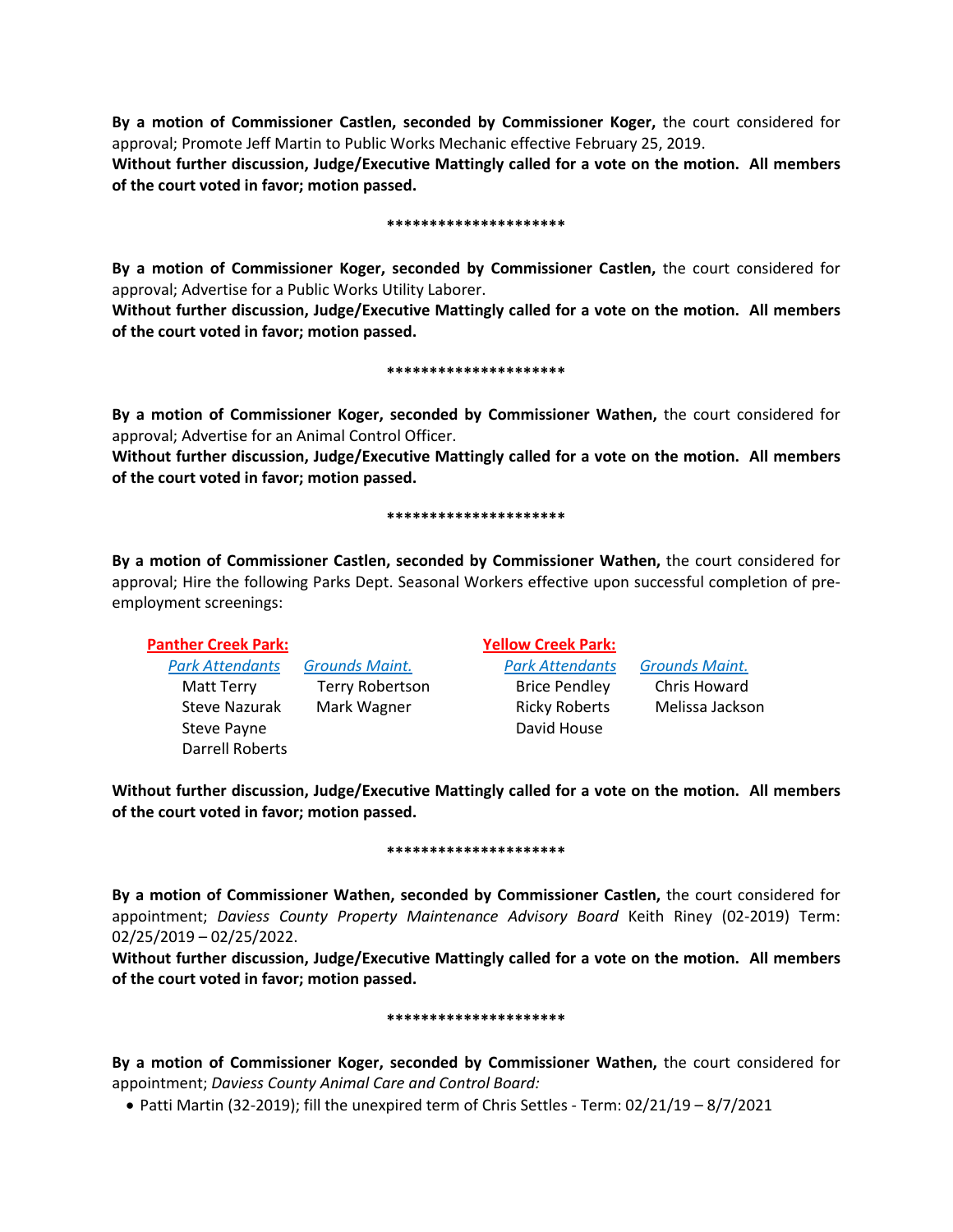**By a motion of Commissioner Castlen, seconded by Commissioner Koger,** the court considered for approval; Promote Jeff Martin to Public Works Mechanic effective February 25, 2019.

**Without further discussion, Judge/Executive Mattingly called for a vote on the motion. All members of the court voted in favor; motion passed.**

*********************

**By a motion of Commissioner Koger, seconded by Commissioner Castlen,** the court considered for approval; Advertise for a Public Works Utility Laborer.

**Without further discussion, Judge/Executive Mattingly called for a vote on the motion. All members of the court voted in favor; motion passed.**

*********************

**By a motion of Commissioner Koger, seconded by Commissioner Wathen,** the court considered for approval; Advertise for an Animal Control Officer.

**Without further discussion, Judge/Executive Mattingly called for a vote on the motion. All members of the court voted in favor; motion passed.**

*********************

**By a motion of Commissioner Castlen, seconded by Commissioner Wathen,** the court considered for approval; Hire the following Parks Dept. Seasonal Workers effective upon successful completion of pre-employment screenings:

| Panther Creek Park: | | Yellow Creek Park: | |
|---|---|---|---|
| *Park Attendants* | *Grounds Maint.* | *Park Attendants* | *Grounds Maint.* |
| Matt Terry | Terry Robertson | Brice Pendley | Chris Howard |
| Steve Nazurak | Mark Wagner | Ricky Roberts | Melissa Jackson |
| Steve Payne | | David House | |
| Darrell Roberts | | | |

**Without further discussion, Judge/Executive Mattingly called for a vote on the motion. All members of the court voted in favor; motion passed.**

*********************

**By a motion of Commissioner Wathen, seconded by Commissioner Castlen,** the court considered for appointment; *Daviess County Property Maintenance Advisory Board* Keith Riney (02-2019) Term: 02/25/2019 – 02/25/2022.

**Without further discussion, Judge/Executive Mattingly called for a vote on the motion. All members of the court voted in favor; motion passed.**

*********************

**By a motion of Commissioner Koger, seconded by Commissioner Wathen,** the court considered for appointment; *Daviess County Animal Care and Control Board:*

- Patti Martin (32-2019); fill the unexpired term of Chris Settles - Term: 02/21/19 – 8/7/2021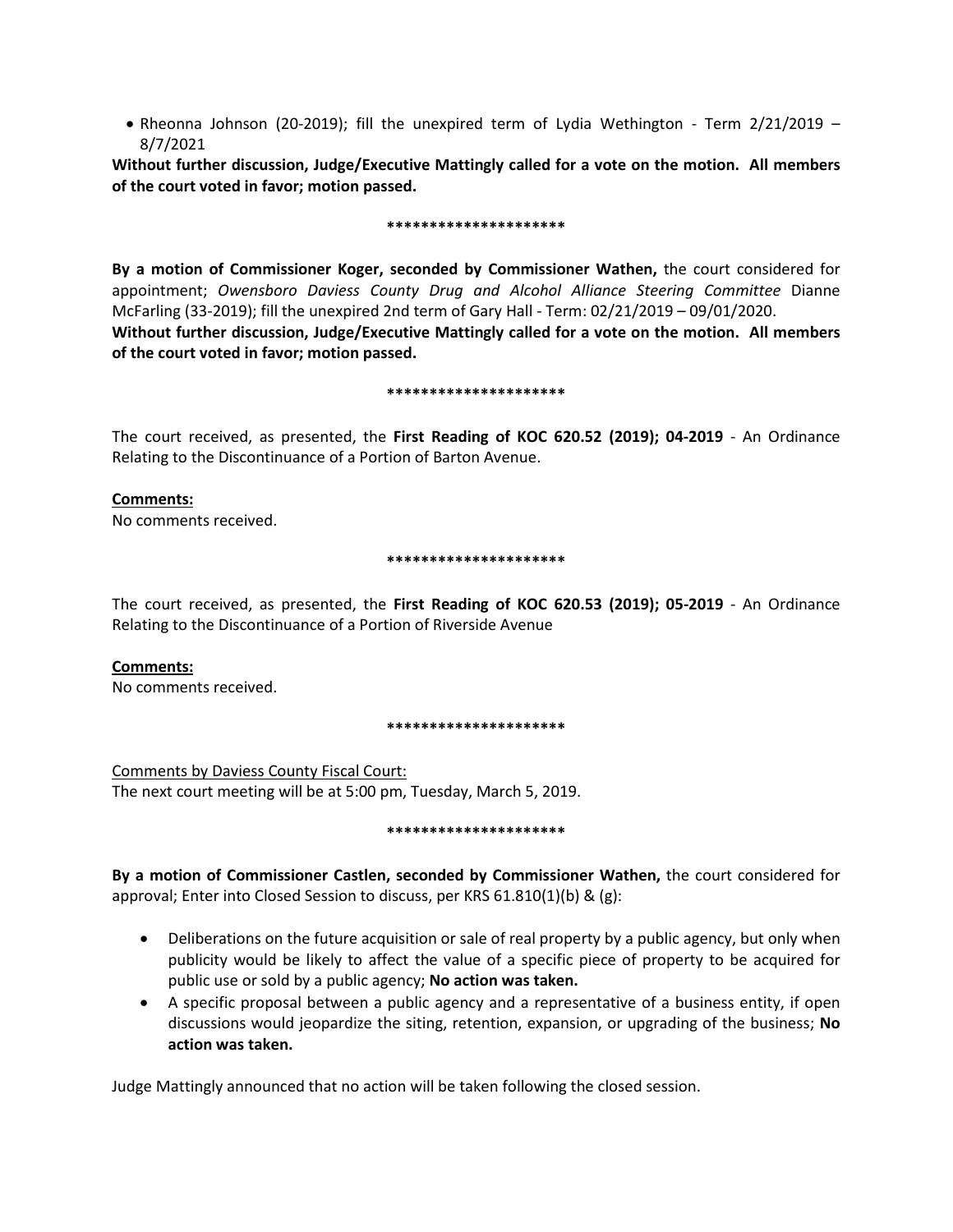- Rheonna Johnson (20-2019); fill the unexpired term of Lydia Wethington - Term 2/21/2019 – 8/7/2021

**Without further discussion, Judge/Executive Mattingly called for a vote on the motion. All members of the court voted in favor; motion passed.**

**********************

**By a motion of Commissioner Koger, seconded by Commissioner Wathen,** the court considered for appointment; *Owensboro Daviess County Drug and Alcohol Alliance Steering Committee* Dianne McFarling (33-2019); fill the unexpired 2nd term of Gary Hall - Term: 02/21/2019 – 09/01/2020.

**Without further discussion, Judge/Executive Mattingly called for a vote on the motion. All members of the court voted in favor; motion passed.**

**********************

The court received, as presented, the **First Reading of KOC 620.52 (2019); 04-2019** - An Ordinance Relating to the Discontinuance of a Portion of Barton Avenue.

**Comments:**

No comments received.

**********************

The court received, as presented, the **First Reading of KOC 620.53 (2019); 05-2019** - An Ordinance Relating to the Discontinuance of a Portion of Riverside Avenue

**Comments:**

No comments received.

**********************

Comments by Daviess County Fiscal Court:

The next court meeting will be at 5:00 pm, Tuesday, March 5, 2019.

**********************

**By a motion of Commissioner Castlen, seconded by Commissioner Wathen,** the court considered for approval; Enter into Closed Session to discuss, per KRS 61.810(1)(b) & (g):

- Deliberations on the future acquisition or sale of real property by a public agency, but only when publicity would be likely to affect the value of a specific piece of property to be acquired for public use or sold by a public agency; **No action was taken.**
- A specific proposal between a public agency and a representative of a business entity, if open discussions would jeopardize the siting, retention, expansion, or upgrading of the business; **No action was taken.**

Judge Mattingly announced that no action will be taken following the closed session.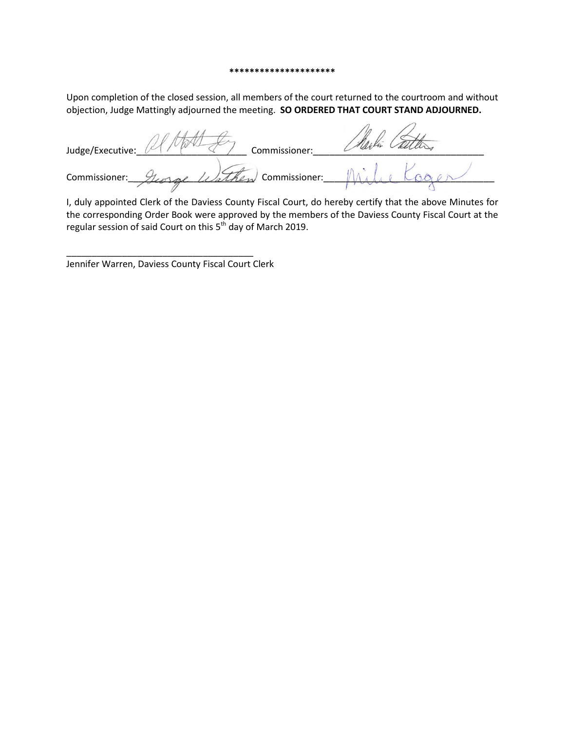*********************

Upon completion of the closed session, all members of the court returned to the courtroom and without objection, Judge Mattingly adjourned the meeting. **SO ORDERED THAT COURT STAND ADJOURNED.**

Judge/Executive:______________________ Commissioner:______________________

Commissioner:______________________ Commissioner:______________________

I, duly appointed Clerk of the Daviess County Fiscal Court, do hereby certify that the above Minutes for the corresponding Order Book were approved by the members of the Daviess County Fiscal Court at the regular session of said Court on this 5th day of March 2019.

_____________________________________

Jennifer Warren, Daviess County Fiscal Court Clerk